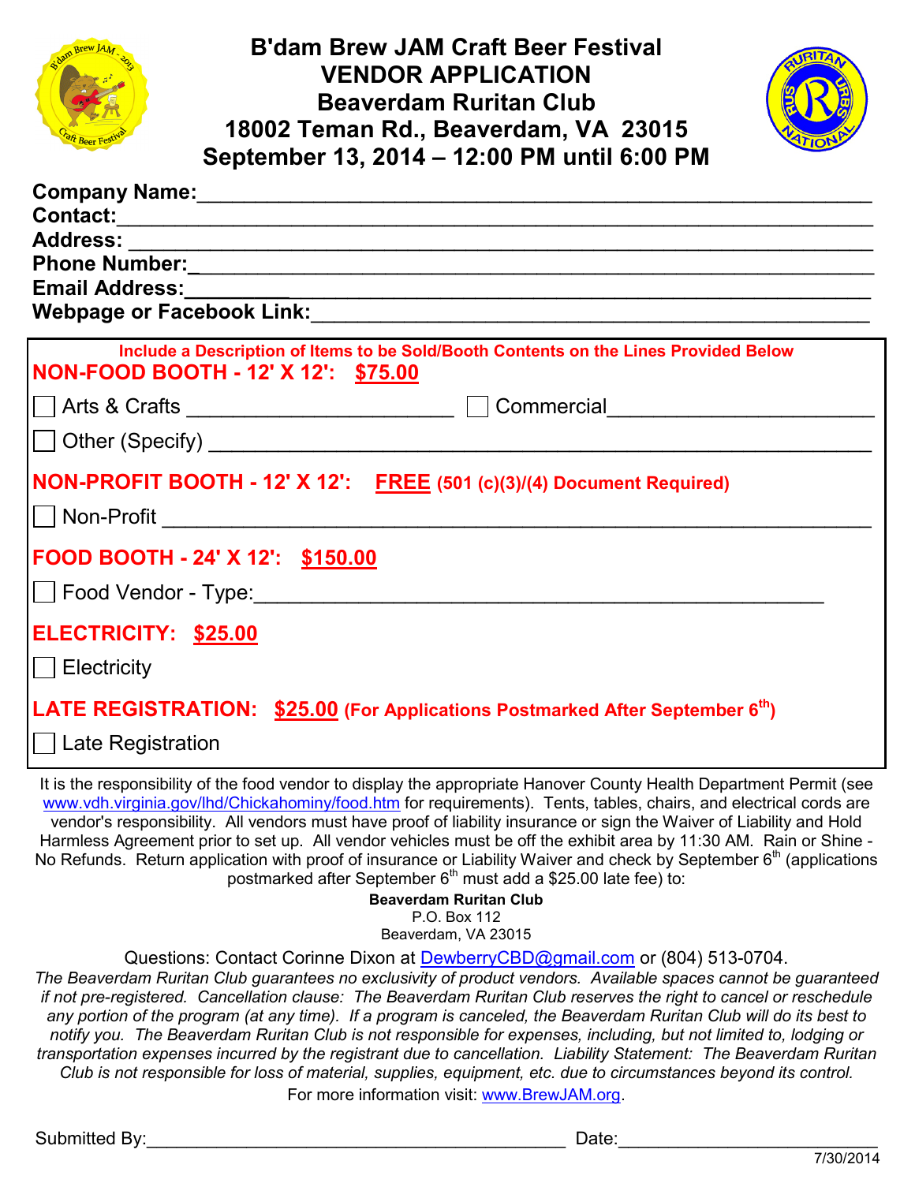# B'dam Brew JAM Craft Beer Festival
# VENDOR APPLICATION
## Beaverdam Ruritan Club
## 18002 Teman Rd., Beaverdam, VA 23015
## September 13, 2014 – 12:00 PM until 6:00 PM

**Company Name:**_______________________________________________

**Contact:**_______________________________________________

**Address:** _______________________________________________

**Phone Number:**_______________________________________________

**Email Address:**_______________________________________________

**Webpage or Facebook Link:**_______________________________________________

**Include a Description of Items to be Sold/Booth Contents on the Lines Provided Below**

**NON-FOOD BOOTH - 12' X 12': $75.00**

☐ Arts & Crafts ______________________ ☐ Commercial______________________

☐ Other (Specify) _______________________________________________

**NON-PROFIT BOOTH - 12' X 12': FREE (501 (c)(3)/(4) Document Required)**

☐ Non-Profit _______________________________________________

**FOOD BOOTH - 24' X 12': $150.00**

☐ Food Vendor - Type:_______________________________________________

**ELECTRICITY: $25.00**

☐ Electricity

**LATE REGISTRATION: $25.00 (For Applications Postmarked After September 6th)**

☐ Late Registration

It is the responsibility of the food vendor to display the appropriate Hanover County Health Department Permit (see www.vdh.virginia.gov/lhd/Chickahominy/food.htm for requirements). Tents, tables, chairs, and electrical cords are vendor's responsibility. All vendors must have proof of liability insurance or sign the Waiver of Liability and Hold Harmless Agreement prior to set up. All vendor vehicles must be off the exhibit area by 11:30 AM. Rain or Shine - No Refunds. Return application with proof of insurance or Liability Waiver and check by September 6th (applications postmarked after September 6th must add a $25.00 late fee) to:

**Beaverdam Ruritan Club**
P.O. Box 112
Beaverdam, VA 23015

Questions: Contact Corinne Dixon at DewberryCBD@gmail.com or (804) 513-0704.

*The Beaverdam Ruritan Club guarantees no exclusivity of product vendors. Available spaces cannot be guaranteed if not pre-registered. Cancellation clause: The Beaverdam Ruritan Club reserves the right to cancel or reschedule any portion of the program (at any time). If a program is canceled, the Beaverdam Ruritan Club will do its best to notify you. The Beaverdam Ruritan Club is not responsible for expenses, including, but not limited to, lodging or transportation expenses incurred by the registrant due to cancellation. Liability Statement: The Beaverdam Ruritan Club is not responsible for loss of material, supplies, equipment, etc. due to circumstances beyond its control.*

For more information visit: www.BrewJAM.org.

Submitted By:_________________________________ Date:______________________

7/30/2014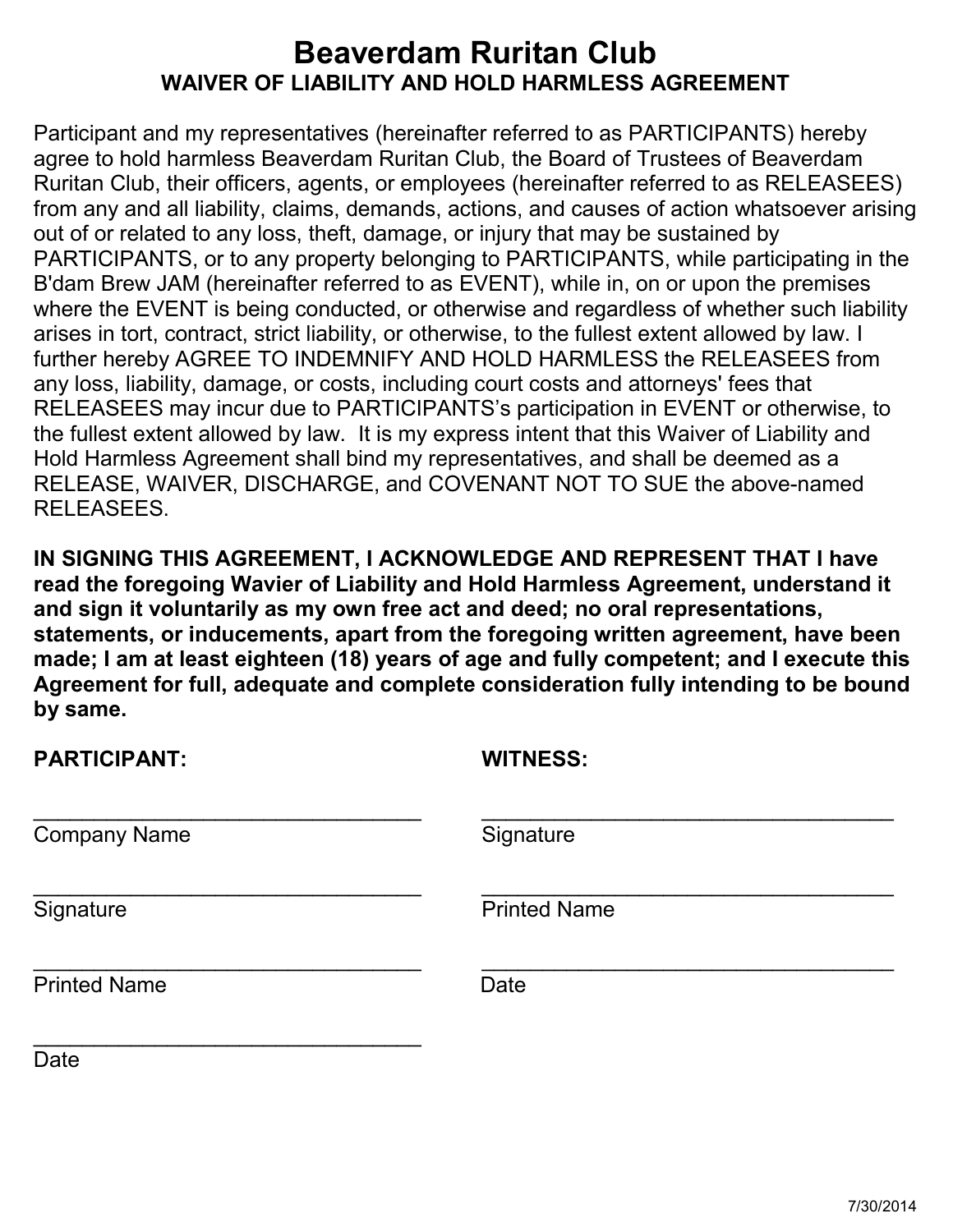# Beaverdam Ruritan Club

## WAIVER OF LIABILITY AND HOLD HARMLESS AGREEMENT

Participant and my representatives (hereinafter referred to as PARTICIPANTS) hereby agree to hold harmless Beaverdam Ruritan Club, the Board of Trustees of Beaverdam Ruritan Club, their officers, agents, or employees (hereinafter referred to as RELEASEES) from any and all liability, claims, demands, actions, and causes of action whatsoever arising out of or related to any loss, theft, damage, or injury that may be sustained by PARTICIPANTS, or to any property belonging to PARTICIPANTS, while participating in the B'dam Brew JAM (hereinafter referred to as EVENT), while in, on or upon the premises where the EVENT is being conducted, or otherwise and regardless of whether such liability arises in tort, contract, strict liability, or otherwise, to the fullest extent allowed by law. I further hereby AGREE TO INDEMNIFY AND HOLD HARMLESS the RELEASEES from any loss, liability, damage, or costs, including court costs and attorneys' fees that RELEASEES may incur due to PARTICIPANTS's participation in EVENT or otherwise, to the fullest extent allowed by law. It is my express intent that this Waiver of Liability and Hold Harmless Agreement shall bind my representatives, and shall be deemed as a RELEASE, WAIVER, DISCHARGE, and COVENANT NOT TO SUE the above-named RELEASEES.

**IN SIGNING THIS AGREEMENT, I ACKNOWLEDGE AND REPRESENT THAT I have read the foregoing Wavier of Liability and Hold Harmless Agreement, understand it and sign it voluntarily as my own free act and deed; no oral representations, statements, or inducements, apart from the foregoing written agreement, have been made; I am at least eighteen (18) years of age and fully competent; and I execute this Agreement for full, adequate and complete consideration fully intending to be bound by same.**

**PARTICIPANT:**

\_\_\_\_\_\_\_\_\_\_\_\_\_\_\_\_\_\_\_\_\_\_\_\_\_\_\_\_\_\_\_\_
Company Name

\_\_\_\_\_\_\_\_\_\_\_\_\_\_\_\_\_\_\_\_\_\_\_\_\_\_\_\_\_\_\_\_
Signature

\_\_\_\_\_\_\_\_\_\_\_\_\_\_\_\_\_\_\_\_\_\_\_\_\_\_\_\_\_\_\_\_
Printed Name

\_\_\_\_\_\_\_\_\_\_\_\_\_\_\_\_\_\_\_\_\_\_\_\_\_\_\_\_\_\_\_\_
Date

**WITNESS:**

\_\_\_\_\_\_\_\_\_\_\_\_\_\_\_\_\_\_\_\_\_\_\_\_\_\_\_\_\_\_\_\_
Signature

\_\_\_\_\_\_\_\_\_\_\_\_\_\_\_\_\_\_\_\_\_\_\_\_\_\_\_\_\_\_\_\_
Printed Name

\_\_\_\_\_\_\_\_\_\_\_\_\_\_\_\_\_\_\_\_\_\_\_\_\_\_\_\_\_\_\_\_
Date

7/30/2014